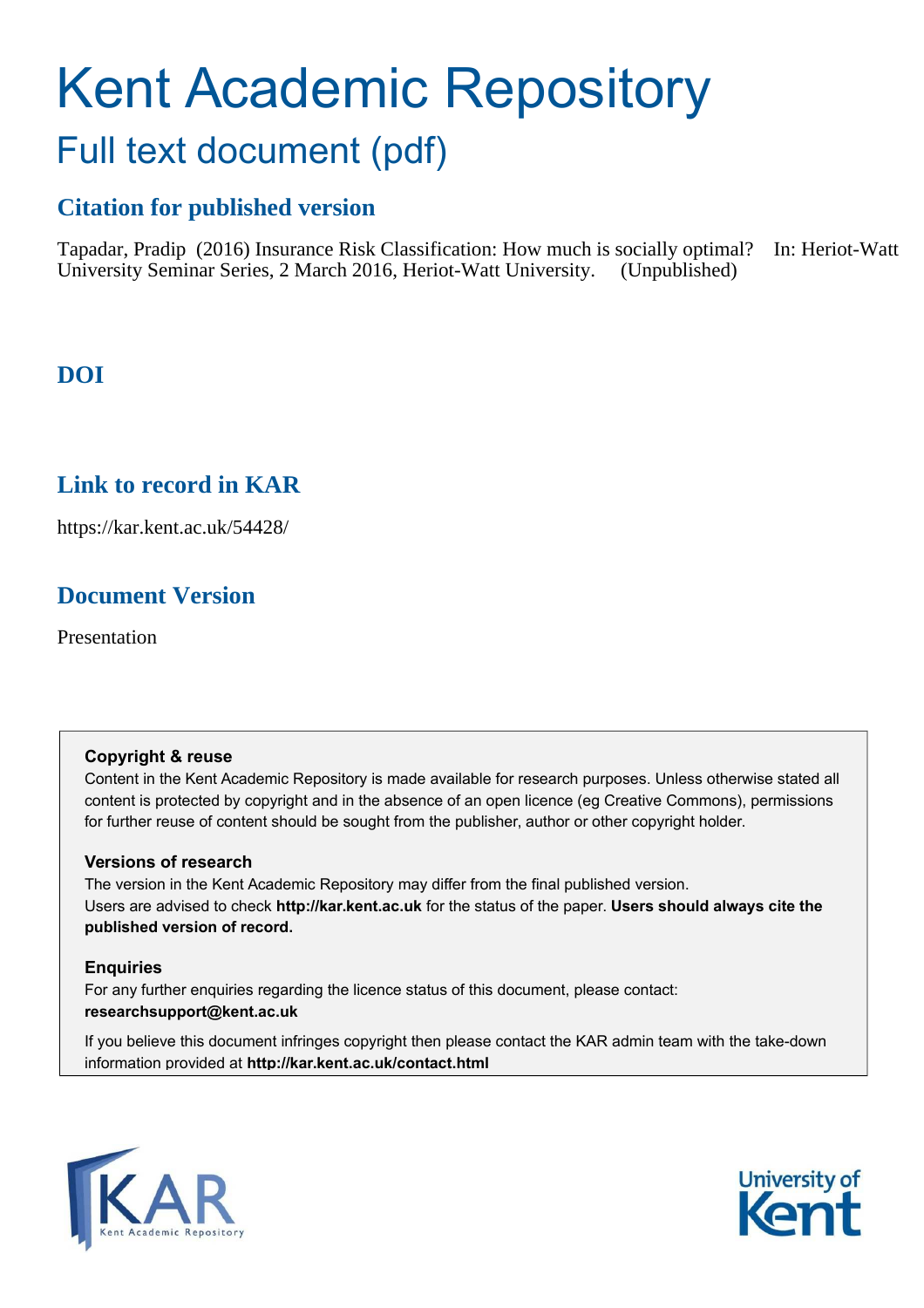# Kent Academic Repository

## Full text document (pdf)

### Citation for published version

Tapadar, Pradip (2016) Insurance Risk Classification: How much is socially optimal? In: Heriot-Watt University Seminar Series, 2 March 2016, Heriot-Watt University. (Unpublished)

### DOI

### Link to record in KAR

https://kar.kent.ac.uk/54428/

### Document Version

Presentation

**Copyright & reuse**

Content in the Kent Academic Repository is made available for research purposes. Unless otherwise stated all content is protected by copyright and in the absence of an open licence (eg Creative Commons), permissions for further reuse of content should be sought from the publisher, author or other copyright holder.

**Versions of research**

The version in the Kent Academic Repository may differ from the final published version.
Users are advised to check **http://kar.kent.ac.uk** for the status of the paper. **Users should always cite the published version of record.**

**Enquiries**

For any further enquiries regarding the licence status of this document, please contact:
**researchsupport@kent.ac.uk**

If you believe this document infringes copyright then please contact the KAR admin team with the take-down information provided at **http://kar.kent.ac.uk/contact.html**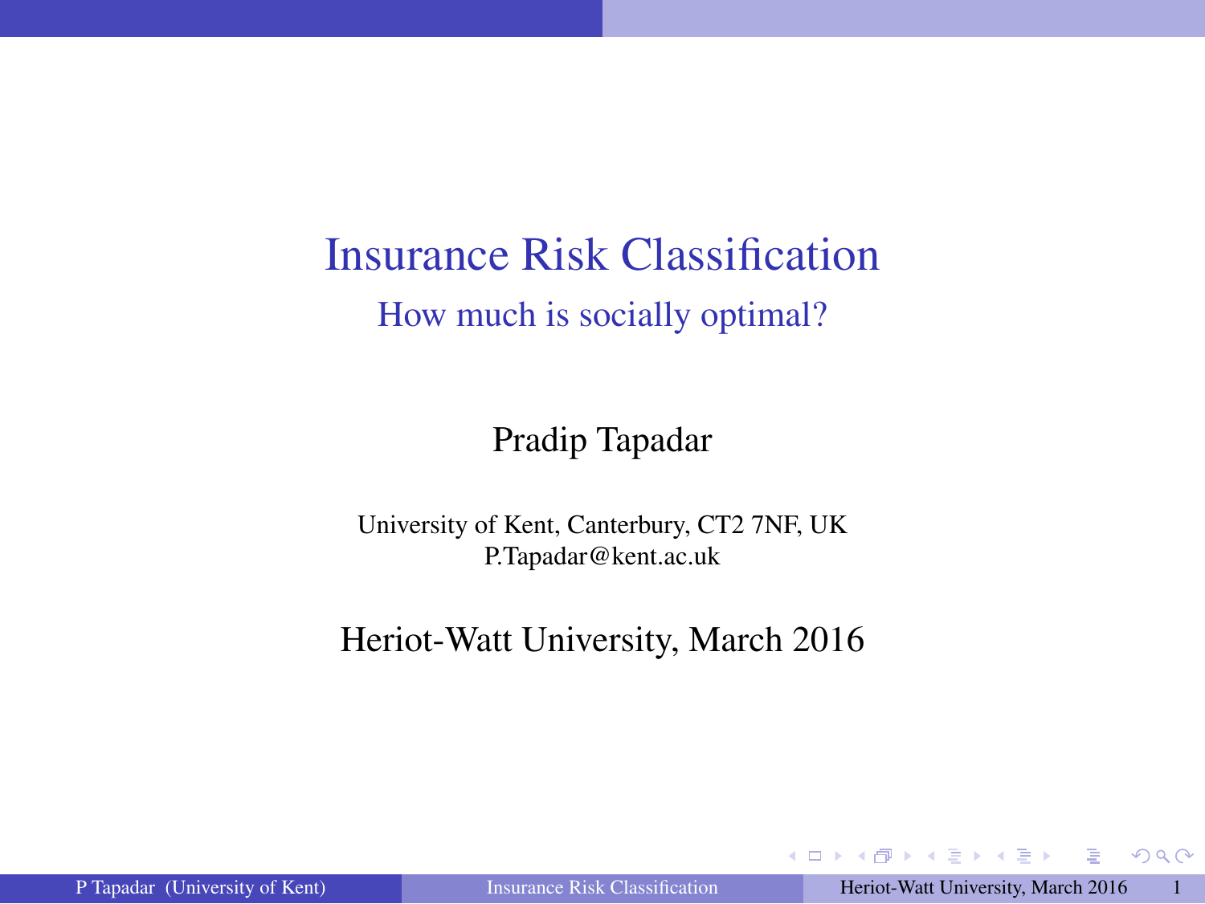# Insurance Risk Classification

## How much is socially optimal?

Pradip Tapadar

University of Kent, Canterbury, CT2 7NF, UK
P.Tapadar@kent.ac.uk

Heriot-Watt University, March 2016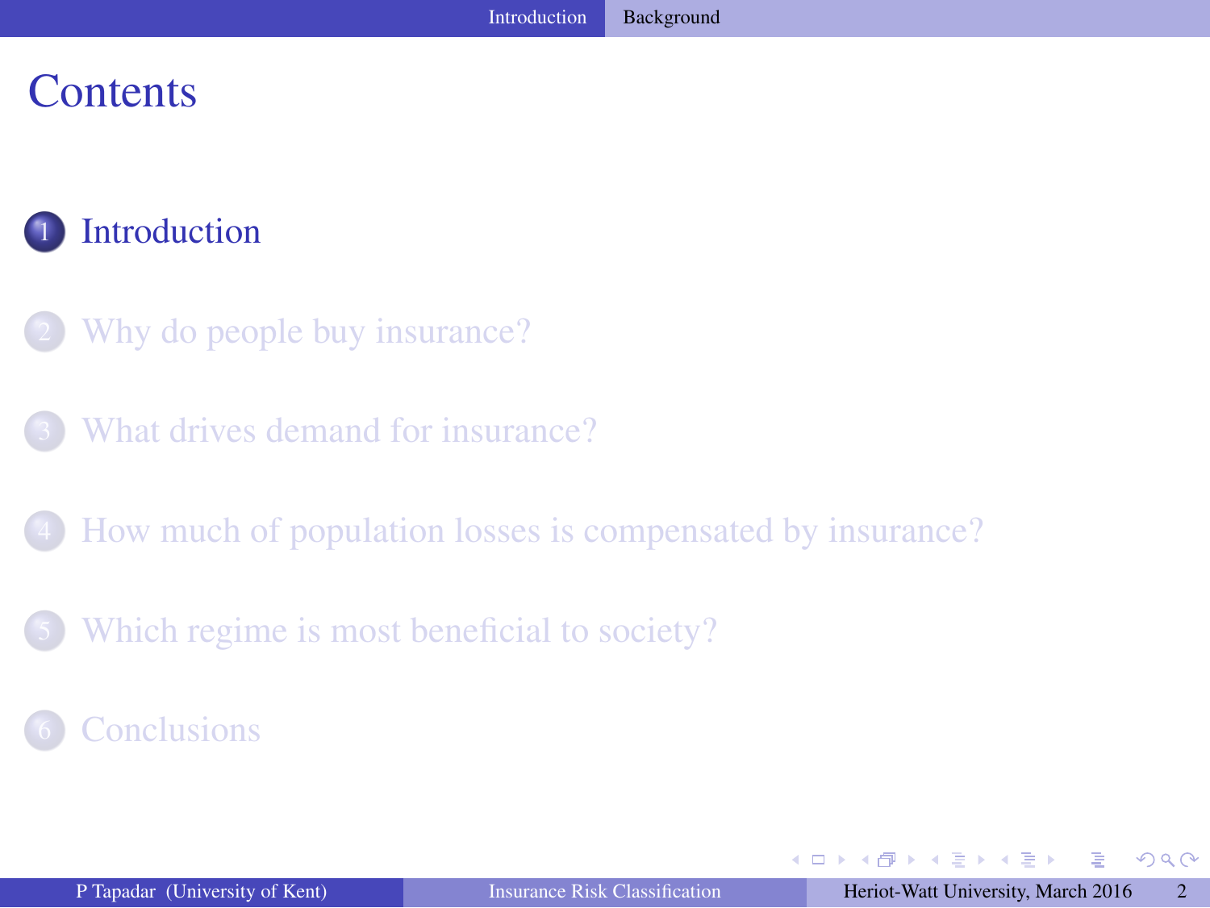# Contents

1. Introduction
2. Why do people buy insurance?
3. What drives demand for insurance?
4. How much of population losses is compensated by insurance?
5. Which regime is most beneficial to society?
6. Conclusions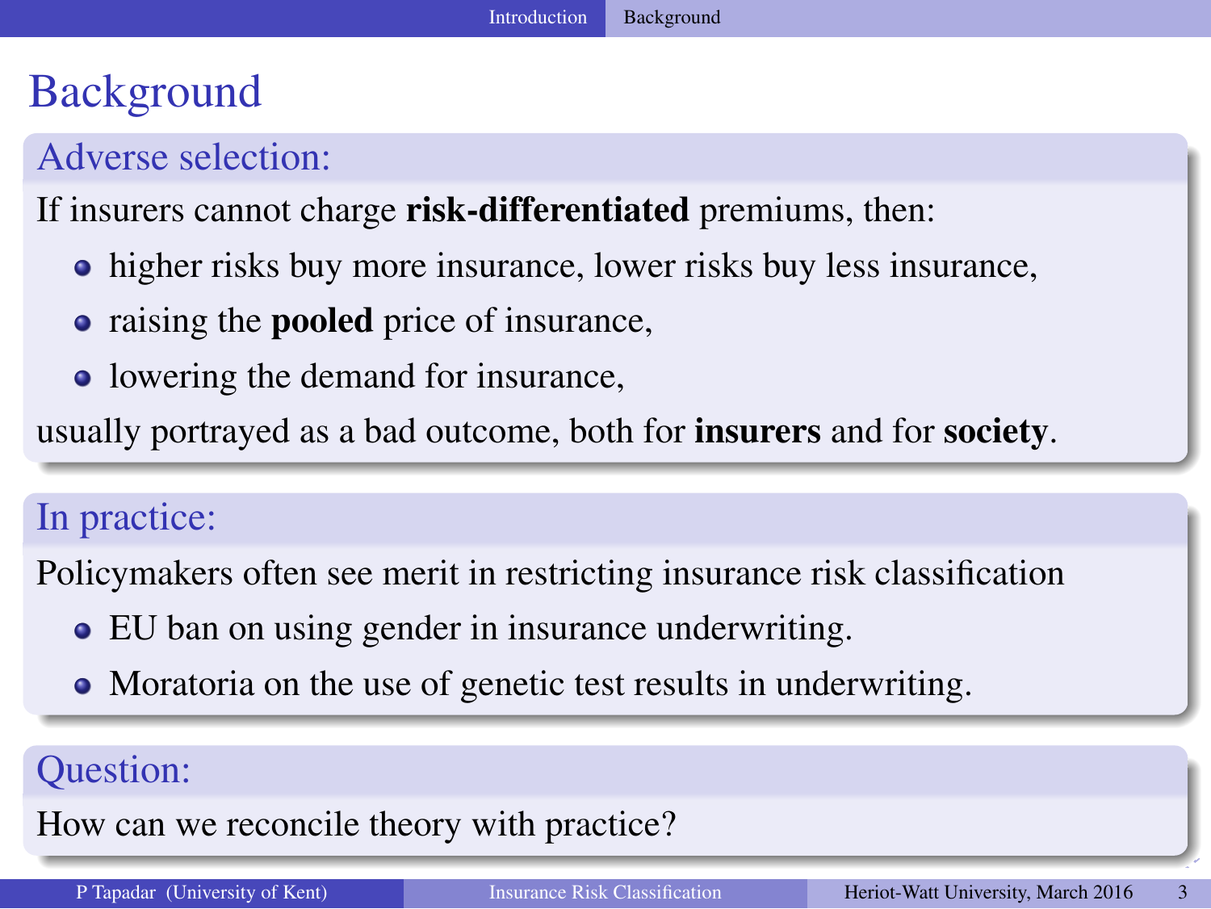# Background

## Adverse selection:

If insurers cannot charge **risk-differentiated** premiums, then:

- higher risks buy more insurance, lower risks buy less insurance,
- raising the **pooled** price of insurance,
- lowering the demand for insurance,

usually portrayed as a bad outcome, both for **insurers** and for **society**.

## In practice:

Policymakers often see merit in restricting insurance risk classification

- EU ban on using gender in insurance underwriting.
- Moratoria on the use of genetic test results in underwriting.

## Question:

How can we reconcile theory with practice?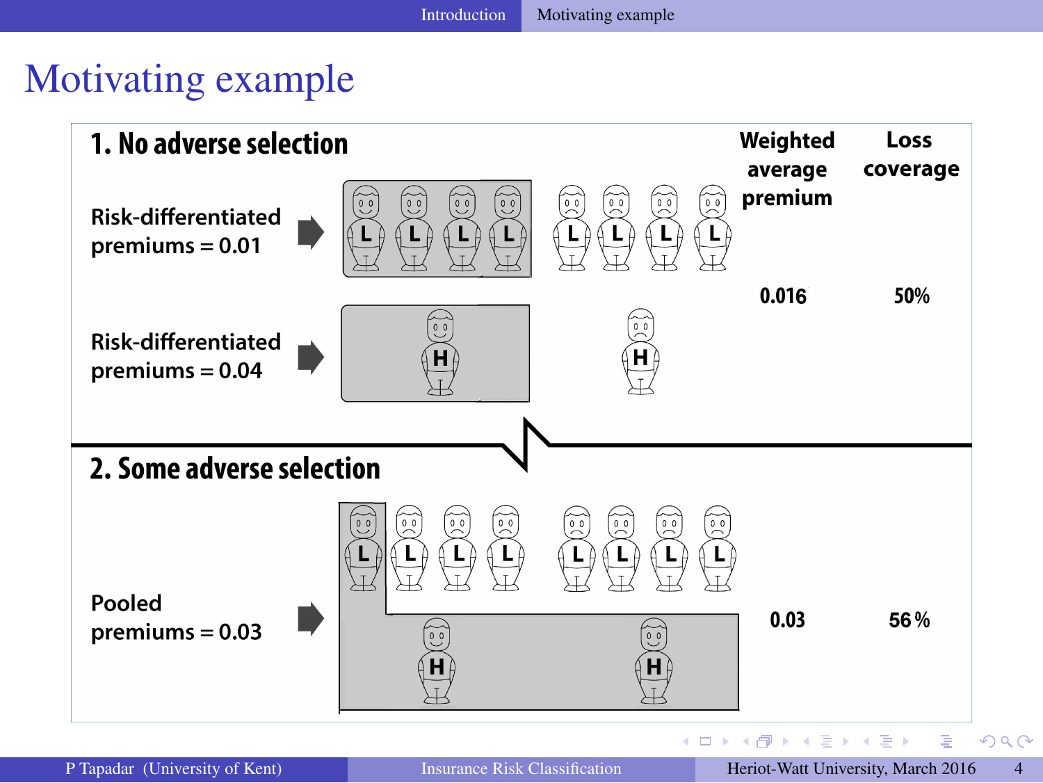# Motivating example

## 1. No adverse selection

Weighted average premium

Loss coverage

Risk-differentiated premiums = 0.01

L L L L L L L L

Risk-differentiated premiums = 0.04

H H

0.016

50%

## 2. Some adverse selection

Pooled premiums = 0.03

L L L L L L L L

H H

0.03

56 %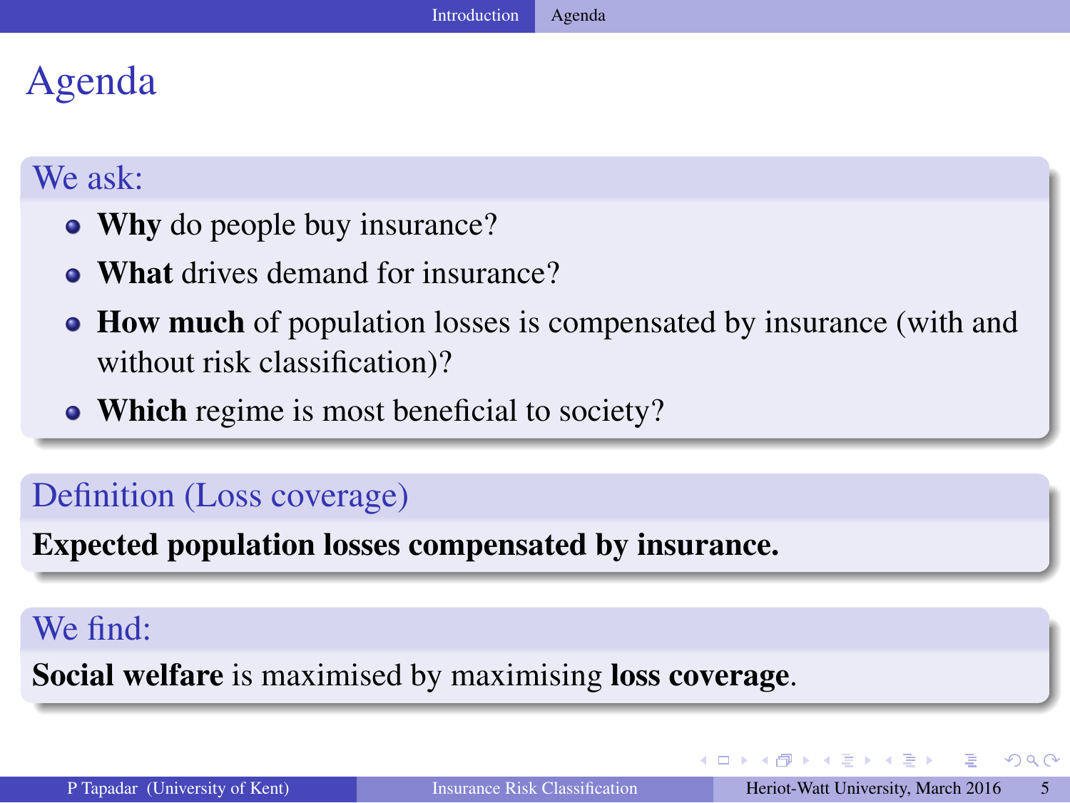# Agenda

**We ask:**

- **Why** do people buy insurance?
- **What** drives demand for insurance?
- **How much** of population losses is compensated by insurance (with and without risk classification)?
- **Which** regime is most beneficial to society?

**Definition (Loss coverage)**

**Expected population losses compensated by insurance.**

**We find:**

**Social welfare** is maximised by maximising **loss coverage**.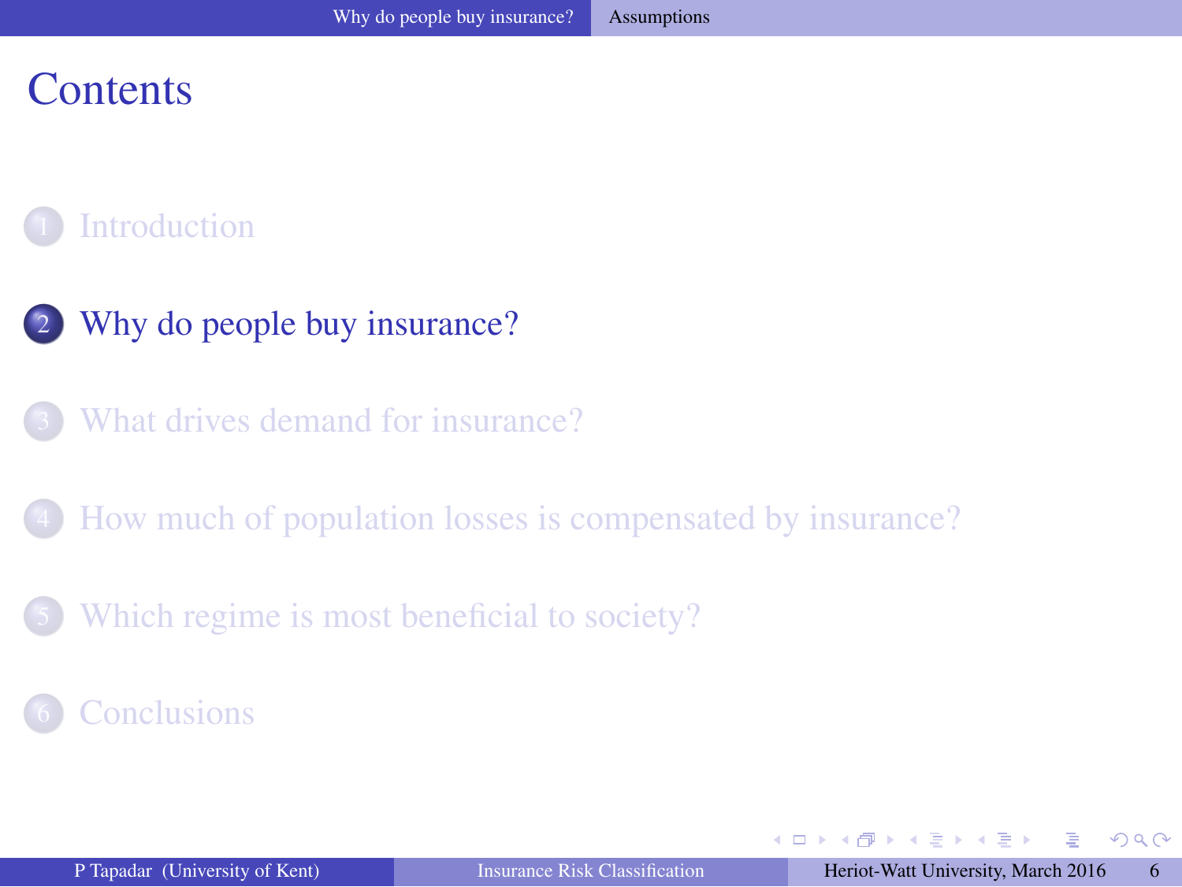# Contents

1. Introduction
2. Why do people buy insurance?
3. What drives demand for insurance?
4. How much of population losses is compensated by insurance?
5. Which regime is most beneficial to society?
6. Conclusions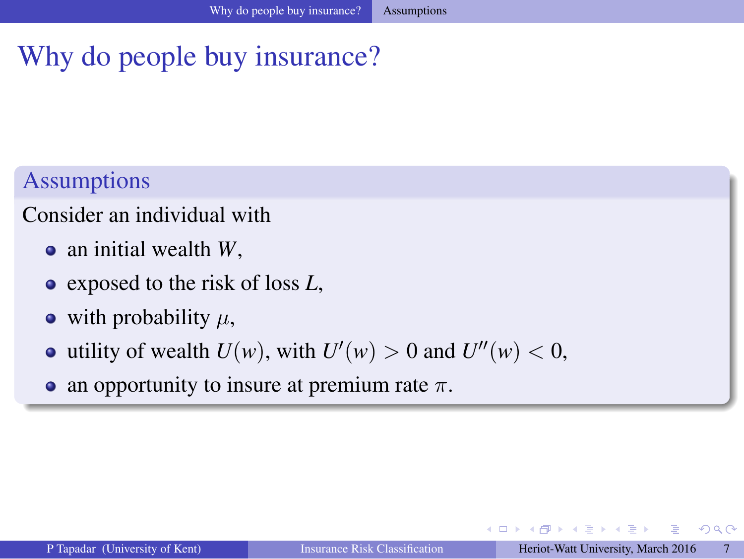# Why do people buy insurance?

## Assumptions

Consider an individual with

- an initial wealth $W$,
- exposed to the risk of loss $L$,
- with probability $\mu$,
- utility of wealth $U(w)$, with $U'(w) > 0$ and $U''(w) < 0$,
- an opportunity to insure at premium rate $\pi$.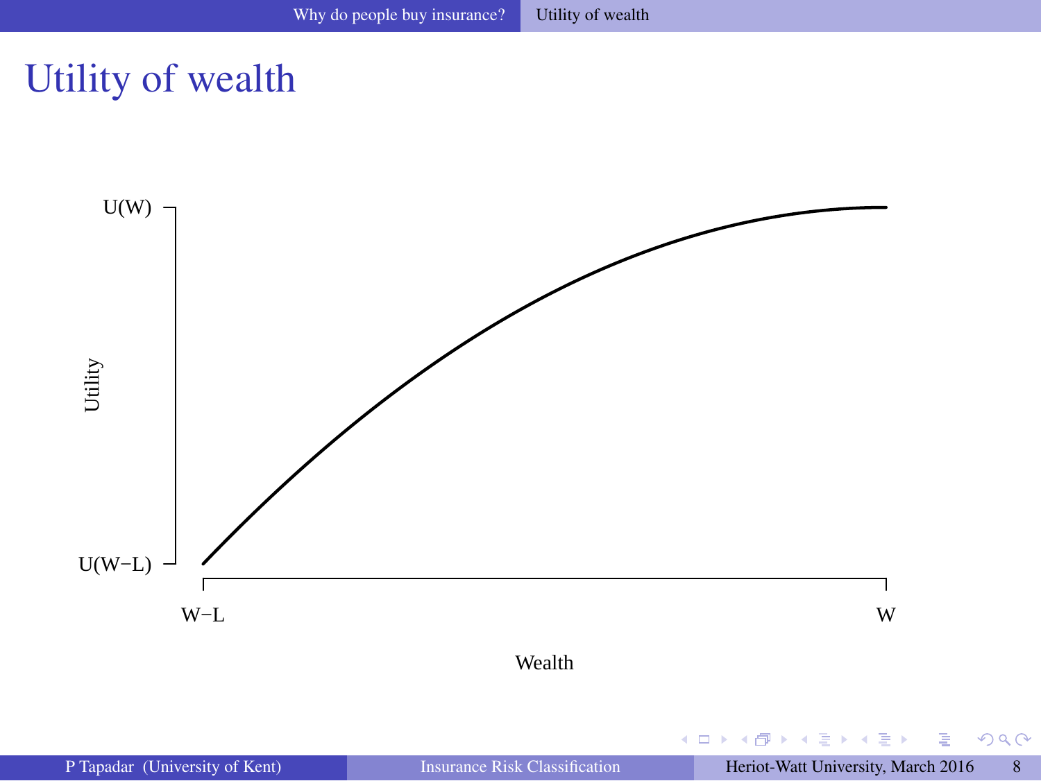# Utility of wealth

U(W)

Utility

U(W−L)

W−L

W

Wealth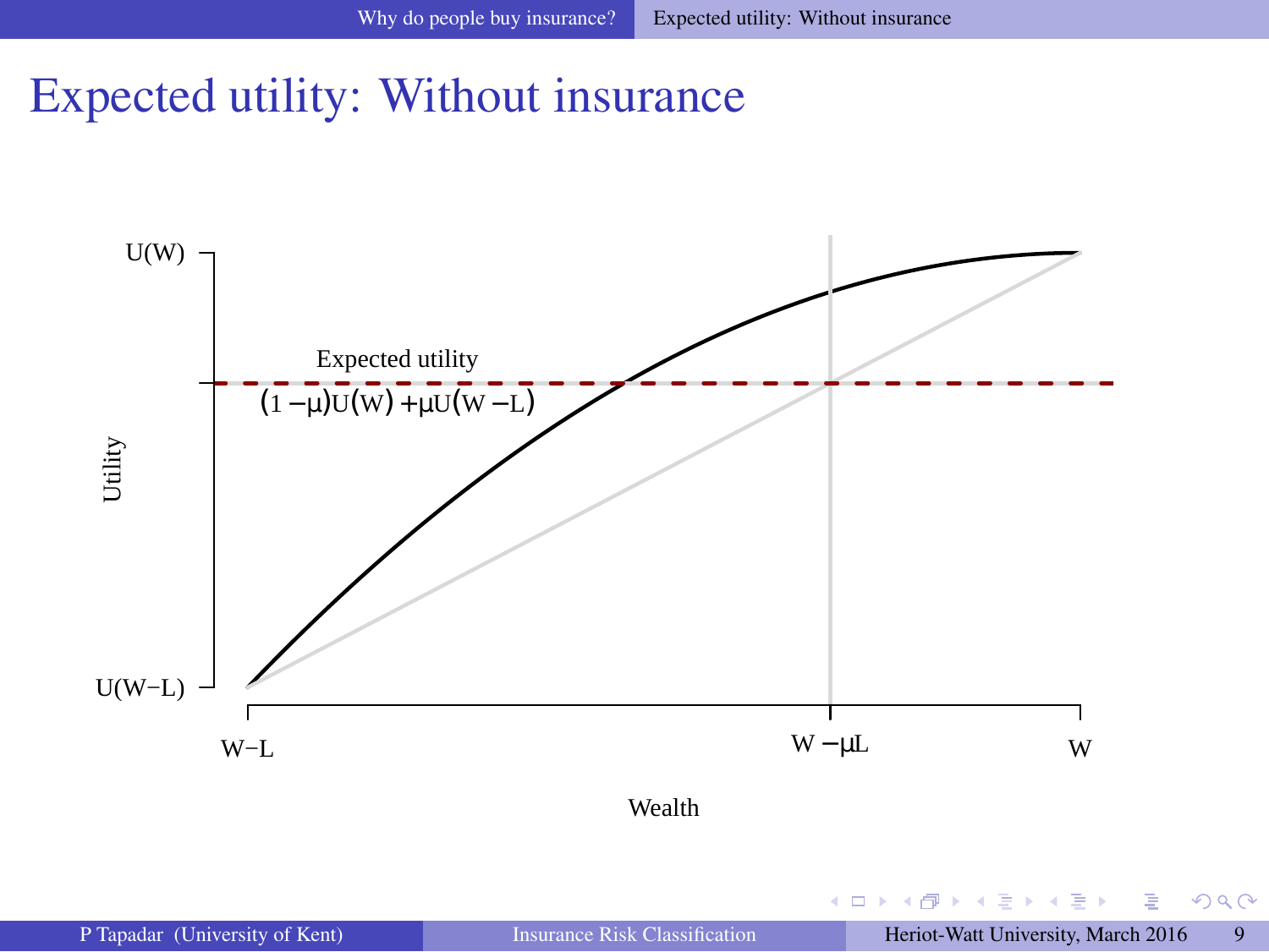# Expected utility: Without insurance

U(W)

Expected utility

$(1 - \mu)U(W) + \mu U(W - L)$

Utility

U(W−L)

W−L

$W - \mu L$

W

Wealth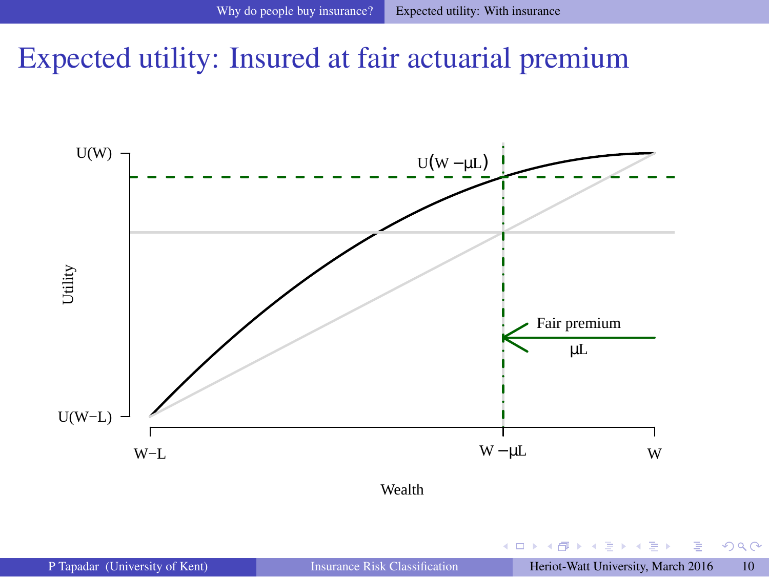# Expected utility: Insured at fair actuarial premium

$U(W)$

$U(W - \mu L)$

Utility

Fair premium

$\mu L$

$U(W-L)$

$W-L$ $\qquad W - \mu L$ $\qquad W$

Wealth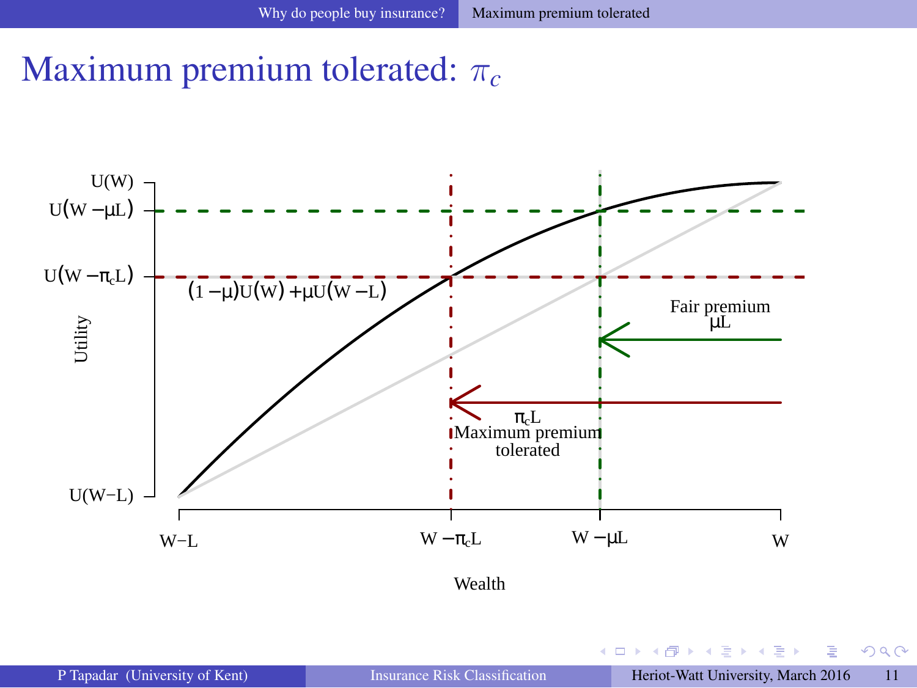# Maximum premium tolerated: $\pi_c$

U(W)

$U(W - \mu L)$

$U(W - \pi_c L)$

$(1-\mu)U(W) + \mu U(W-L)$

Utility

Fair premium

$\mu L$

$\pi_c L$

Maximum premium tolerated

U(W−L)

W−L

$W - \pi_c L$

$W - \mu L$

W

Wealth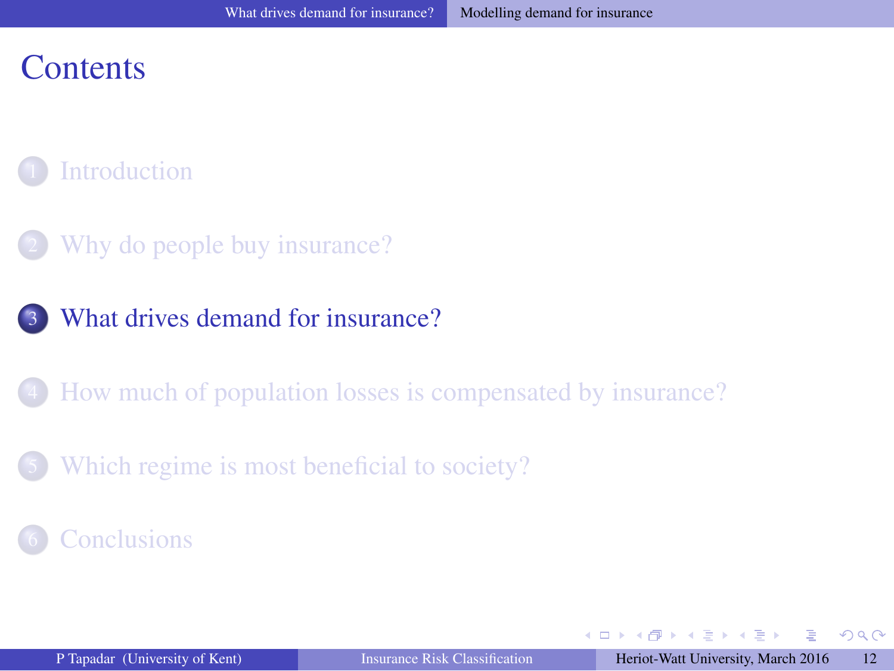# Contents

1. Introduction
2. Why do people buy insurance?
3. What drives demand for insurance?
4. How much of population losses is compensated by insurance?
5. Which regime is most beneficial to society?
6. Conclusions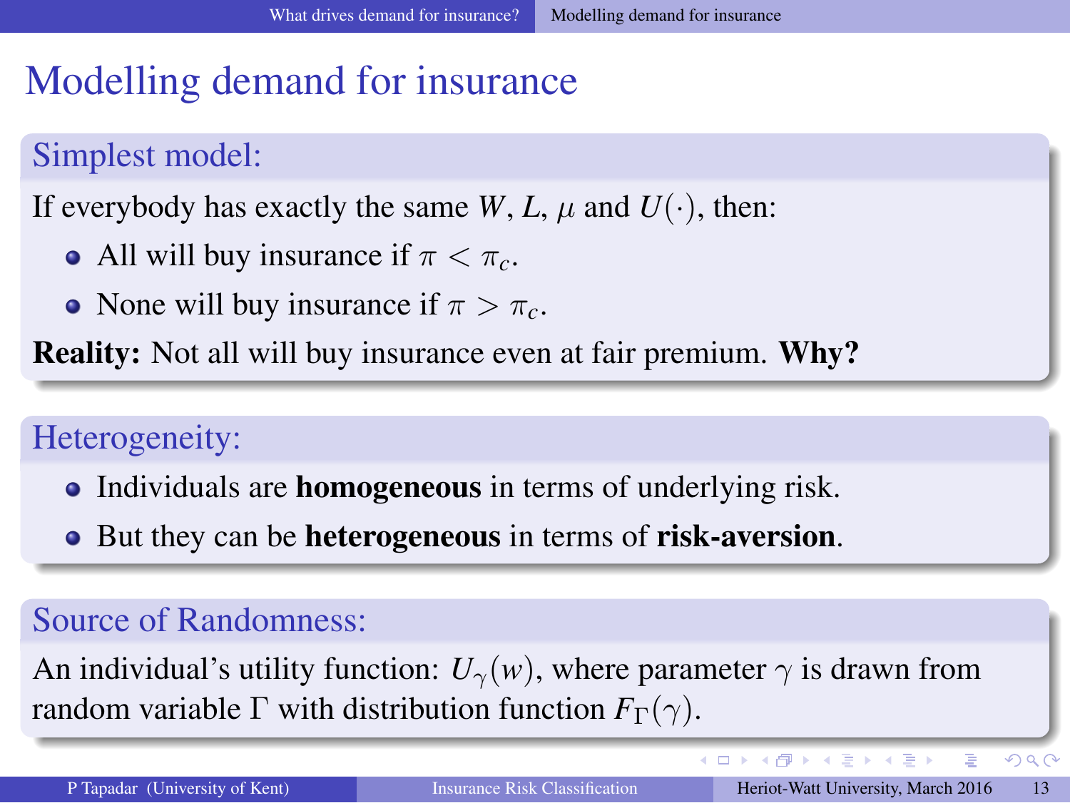# Modelling demand for insurance

## Simplest model:

If everybody has exactly the same $W$, $L$, $\mu$ and $U(\cdot)$, then:

- All will buy insurance if $\pi < \pi_c$.
- None will buy insurance if $\pi > \pi_c$.

**Reality:** Not all will buy insurance even at fair premium. **Why?**

## Heterogeneity:

- Individuals are **homogeneous** in terms of underlying risk.
- But they can be **heterogeneous** in terms of **risk-aversion**.

## Source of Randomness:

An individual's utility function: $U_\gamma(w)$, where parameter $\gamma$ is drawn from random variable $\Gamma$ with distribution function $F_\Gamma(\gamma)$.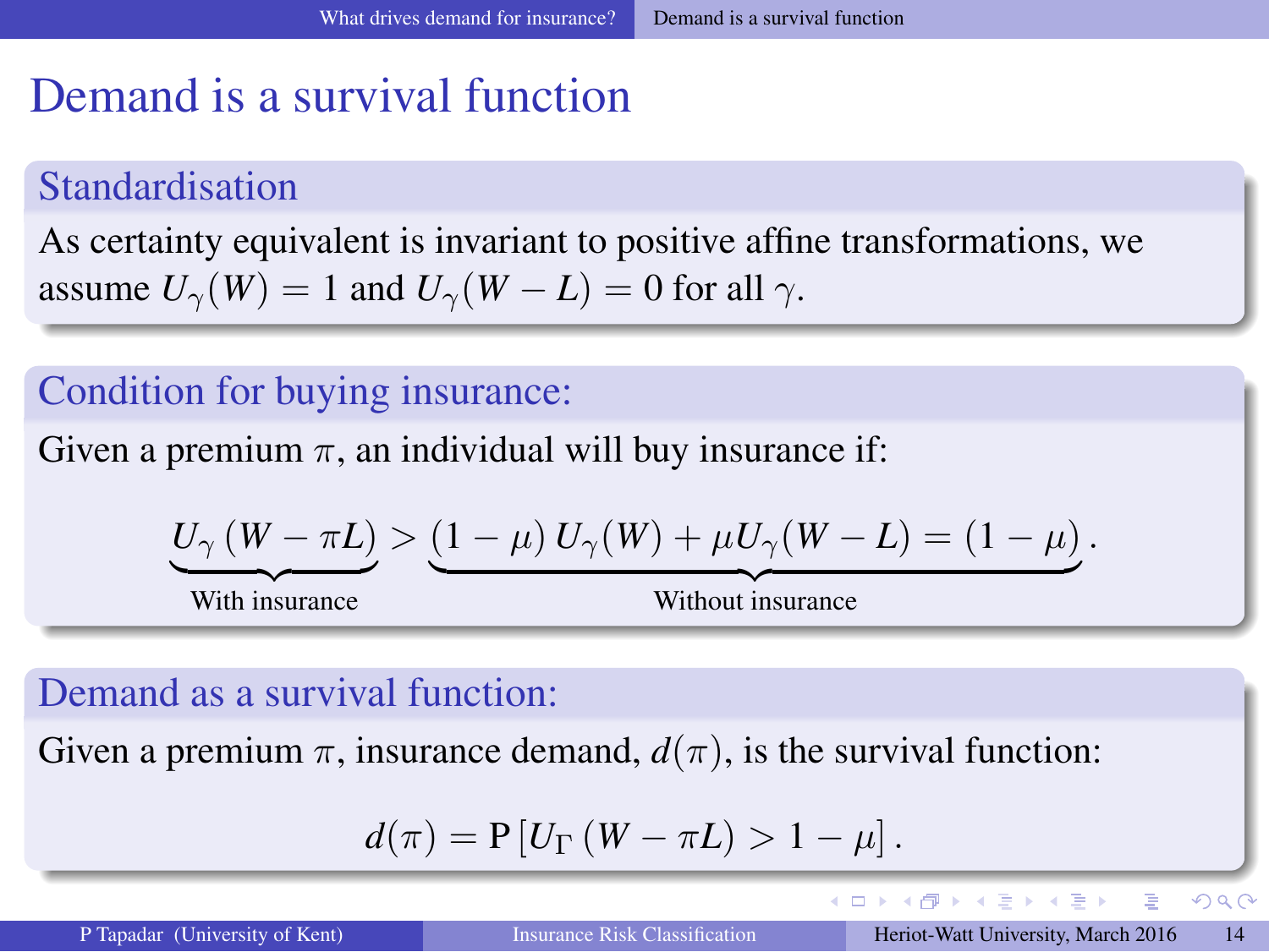# Demand is a survival function

## Standardisation

As certainty equivalent is invariant to positive affine transformations, we assume $U_\gamma(W) = 1$ and $U_\gamma(W - L) = 0$ for all $\gamma$.

## Condition for buying insurance:

Given a premium $\pi$, an individual will buy insurance if:

$$\underbrace{U_\gamma\left(W - \pi L\right)}_{\text{With insurance}} > \underbrace{\left(1 - \mu\right) U_\gamma(W) + \mu U_\gamma(W - L) = \left(1 - \mu\right)}_{\text{Without insurance}}.$$

## Demand as a survival function:

Given a premium $\pi$, insurance demand, $d(\pi)$, is the survival function:

$$d(\pi) = \mathrm{P}\left[U_\Gamma\left(W - \pi L\right) > 1 - \mu\right].$$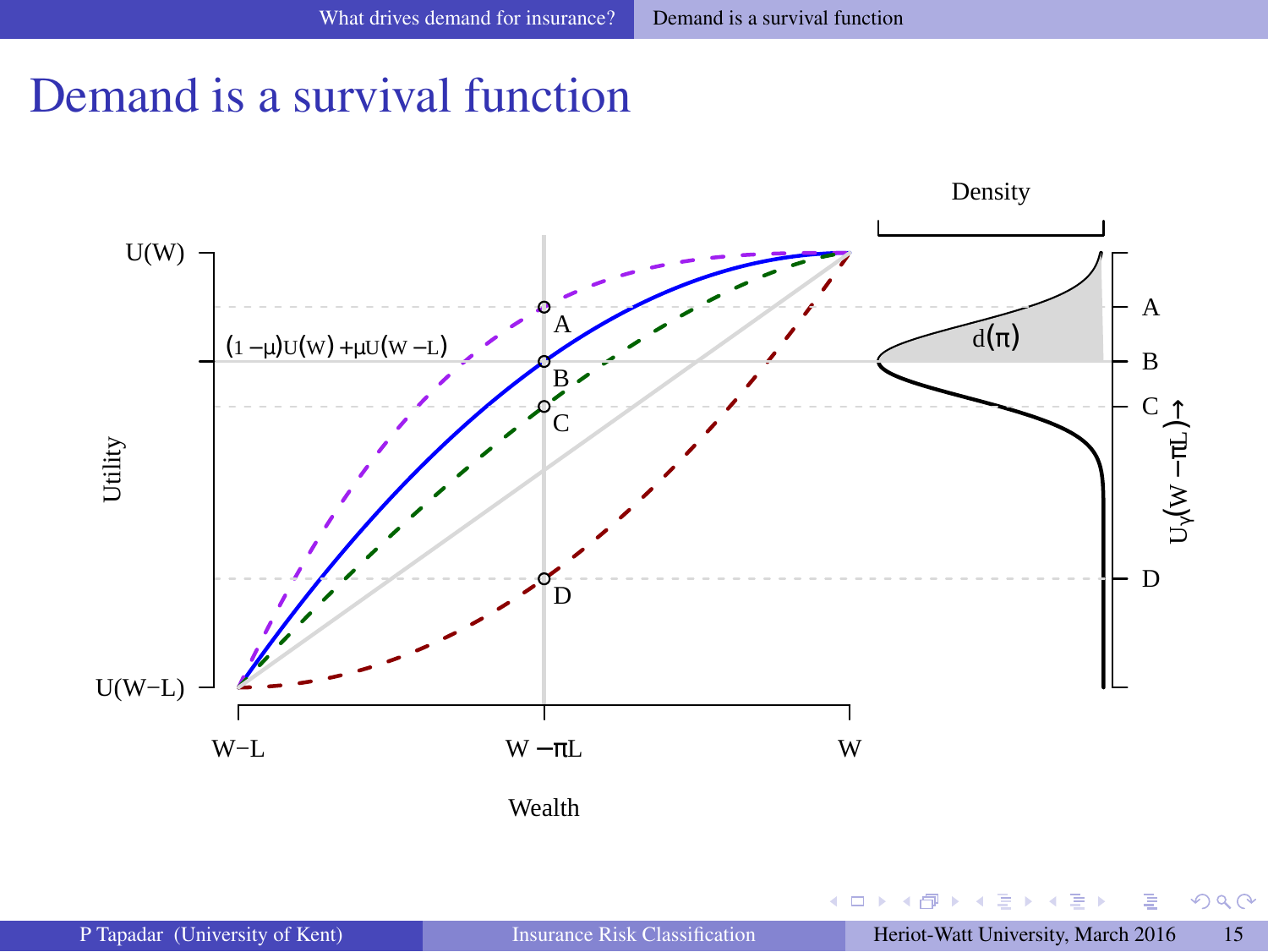# Demand is a survival function

Density

U(W)

U(W−L)

$(1-\mu)U(W) + \mu U(W-L)$

Utility

A

B

C

D

$d(\pi)$

$U_\gamma(W-\pi L) \rightarrow$

W−L

$W - \pi L$

W

Wealth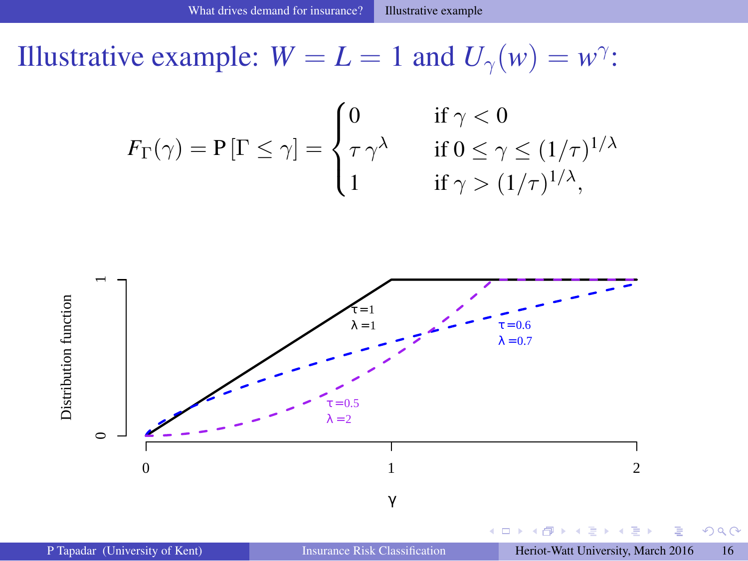# Illustrative example: $W = L = 1$ and $U_\gamma(w) = w^\gamma$:

$$F_\Gamma(\gamma) = \mathrm{P}\left[\Gamma \le \gamma\right] = \begin{cases} 0 & \text{if } \gamma < 0 \\ \tau\,\gamma^\lambda & \text{if } 0 \le \gamma \le (1/\tau)^{1/\lambda} \\ 1 & \text{if } \gamma > (1/\tau)^{1/\lambda}, \end{cases}$$

Distribution function

γ

0

1

2

τ =1
λ =1

τ =0.6
λ =0.7

τ =0.5
λ =2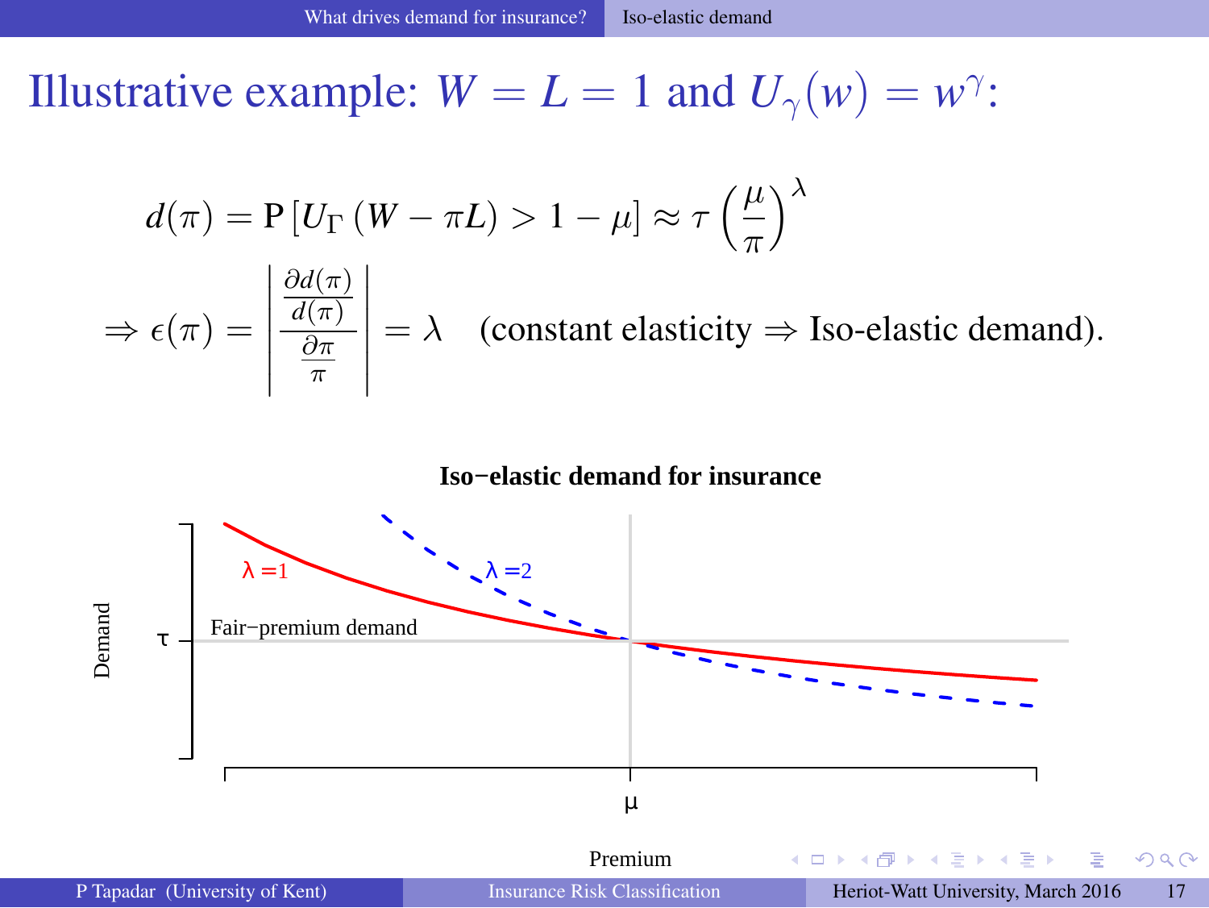# Illustrative example: $W = L = 1$ and $U_\gamma(w) = w^\gamma$:

$$d(\pi) = \mathrm{P}\left[U_\Gamma\left(W - \pi L\right) > 1 - \mu\right] \approx \tau \left(\frac{\mu}{\pi}\right)^\lambda$$

$$\Rightarrow \epsilon(\pi) = \left| \frac{\frac{\partial d(\pi)}{d(\pi)}}{\frac{\partial \pi}{\pi}} \right| = \lambda \quad \text{(constant elasticity} \Rightarrow \text{Iso-elastic demand).}$$

**Iso−elastic demand for insurance**

λ =1

λ =2

Fair−premium demand

τ

Demand

μ

Premium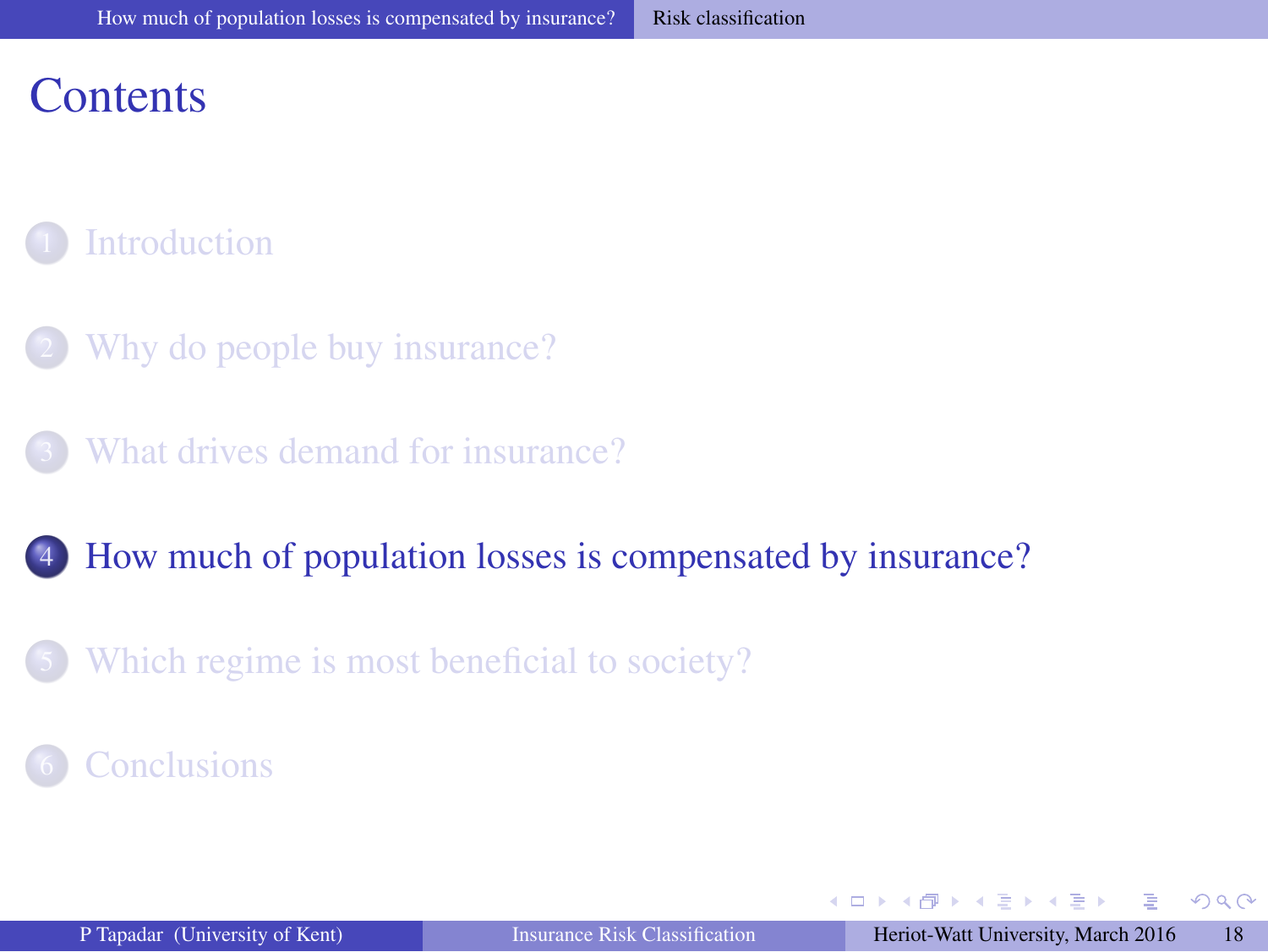# Contents

1. Introduction
2. Why do people buy insurance?
3. What drives demand for insurance?
4. How much of population losses is compensated by insurance?
5. Which regime is most beneficial to society?
6. Conclusions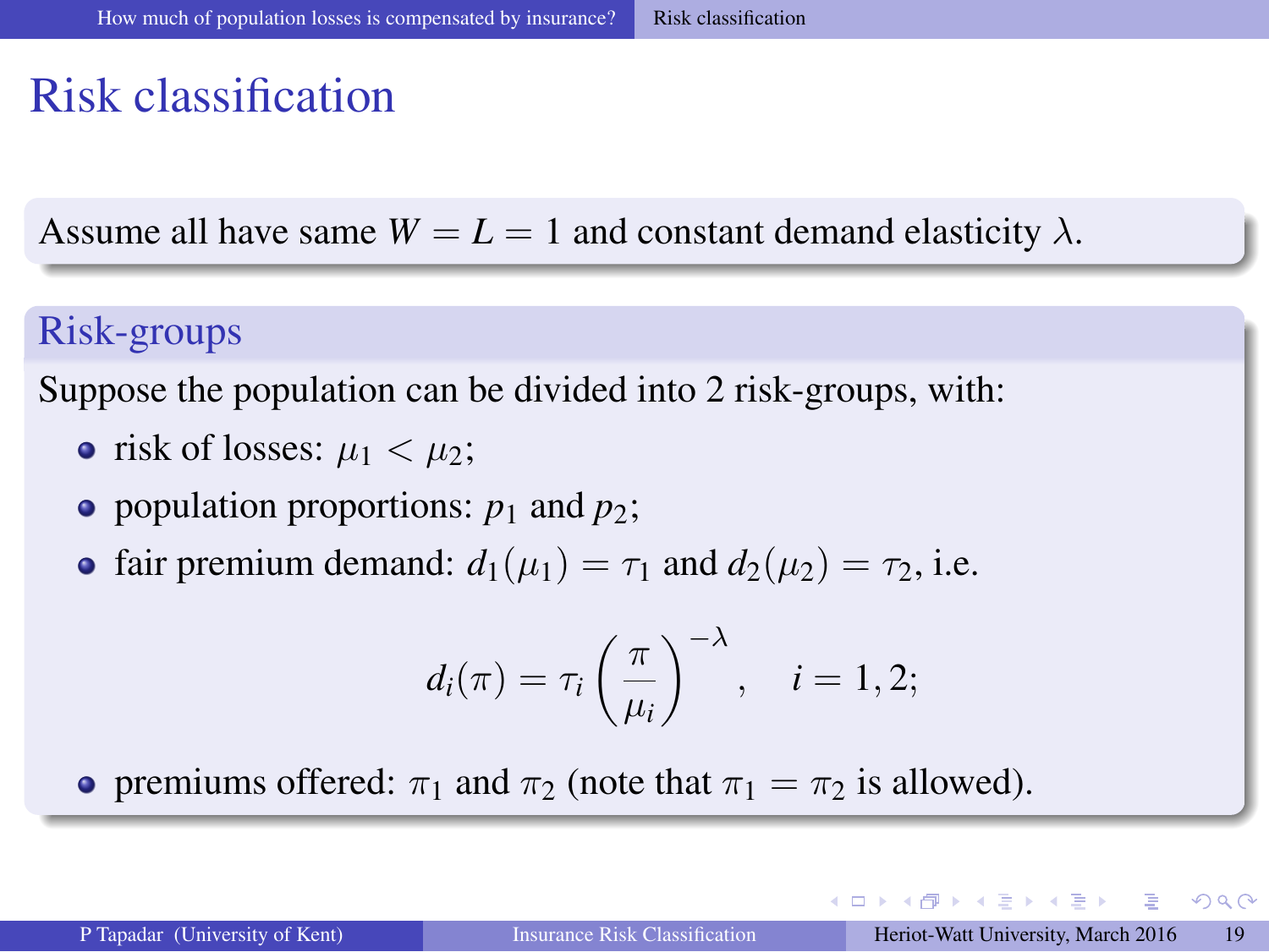# Risk classification

Assume all have same $W = L = 1$ and constant demand elasticity $\lambda$.

## Risk-groups

Suppose the population can be divided into 2 risk-groups, with:

- risk of losses: $\mu_1 < \mu_2$;
- population proportions: $p_1$ and $p_2$;
- fair premium demand: $d_1(\mu_1) = \tau_1$ and $d_2(\mu_2) = \tau_2$, i.e.

$$d_i(\pi) = \tau_i \left( \frac{\pi}{\mu_i} \right)^{-\lambda}, \quad i = 1, 2;$$

- premiums offered: $\pi_1$ and $\pi_2$ (note that $\pi_1 = \pi_2$ is allowed).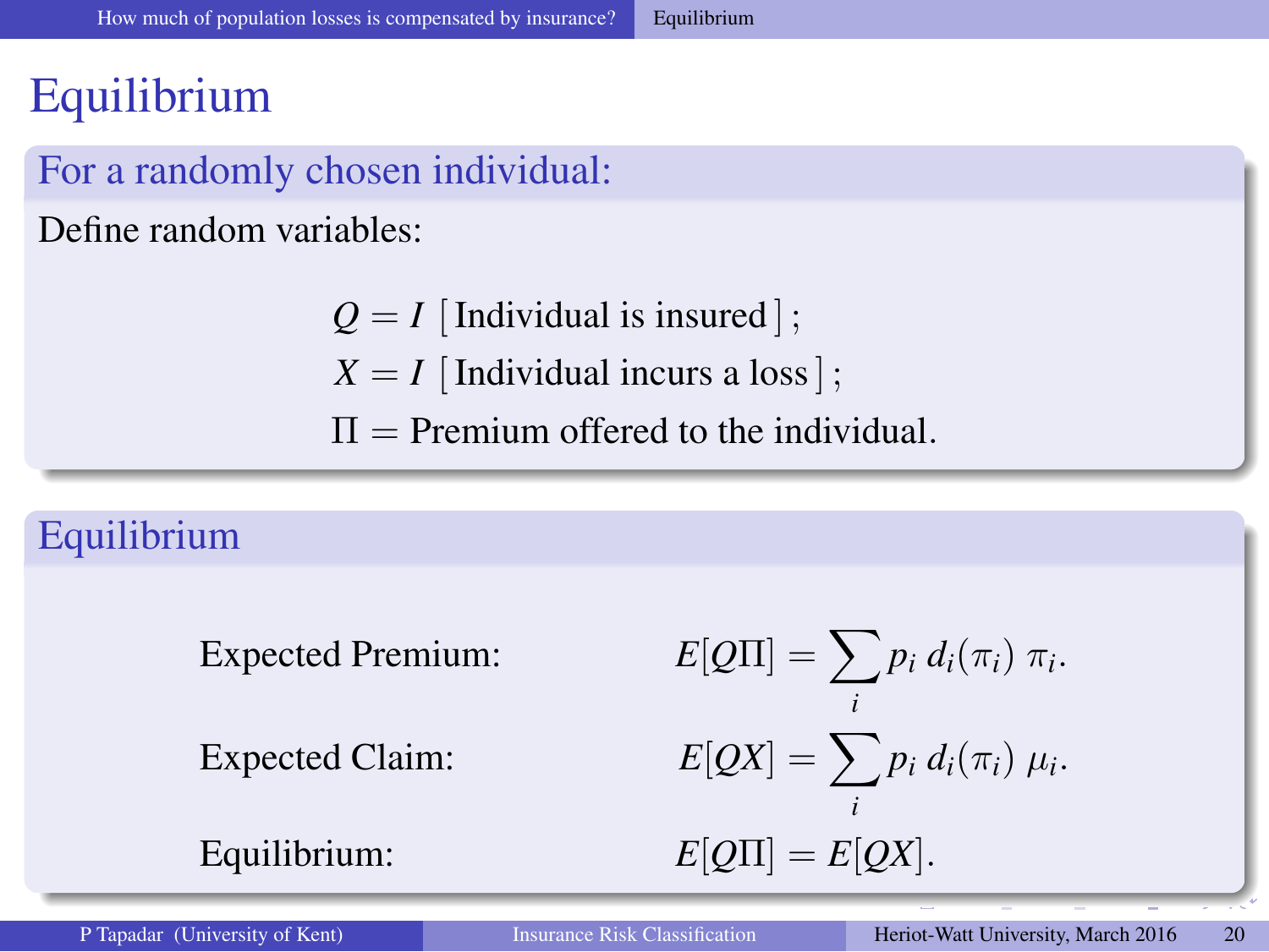# Equilibrium

## For a randomly chosen individual:

Define random variables:

$$Q = I\,[\,\text{Individual is insured}\,];$$
$$X = I\,[\,\text{Individual incurs a loss}\,];$$
$$\Pi = \text{Premium offered to the individual.}$$

## Equilibrium

Expected Premium: $$E[Q\Pi] = \sum_i p_i\, d_i(\pi_i)\, \pi_i.$$

Expected Claim: $$E[QX] = \sum_i p_i\, d_i(\pi_i)\, \mu_i.$$

Equilibrium: $$E[Q\Pi] = E[QX].$$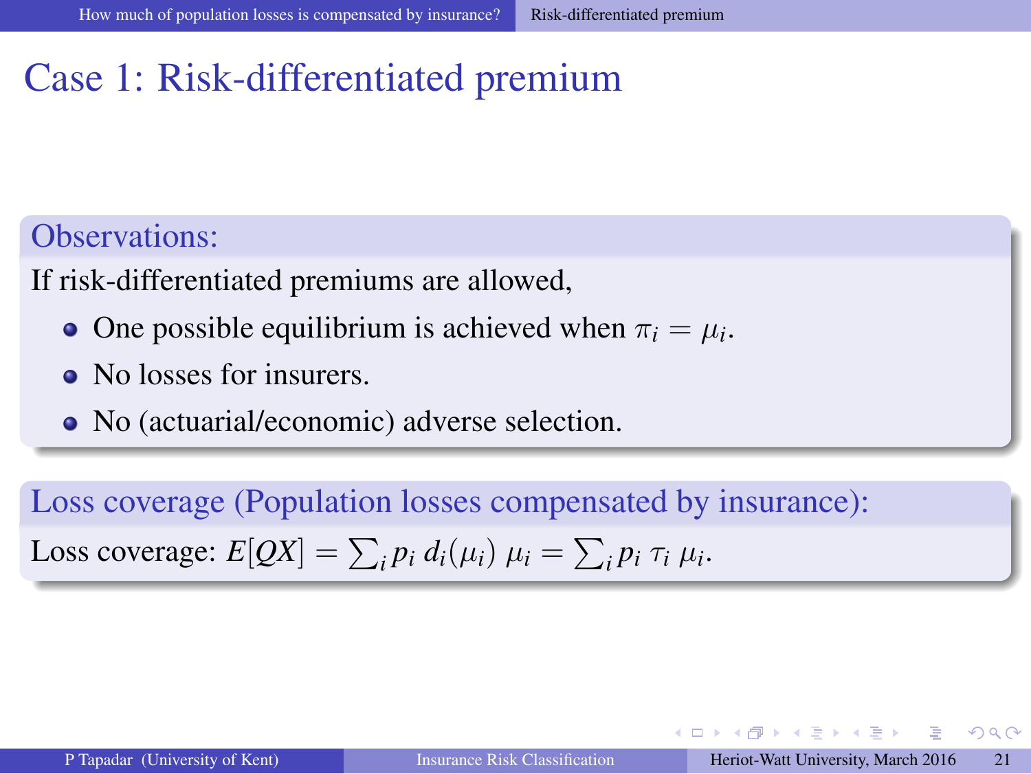# Case 1: Risk-differentiated premium

## Observations:

If risk-differentiated premiums are allowed,

- One possible equilibrium is achieved when $\pi_i = \mu_i$.
- No losses for insurers.
- No (actuarial/economic) adverse selection.

## Loss coverage (Population losses compensated by insurance):

Loss coverage: $E[QX] = \sum_i p_i \, d_i(\mu_i) \, \mu_i = \sum_i p_i \, \tau_i \, \mu_i$.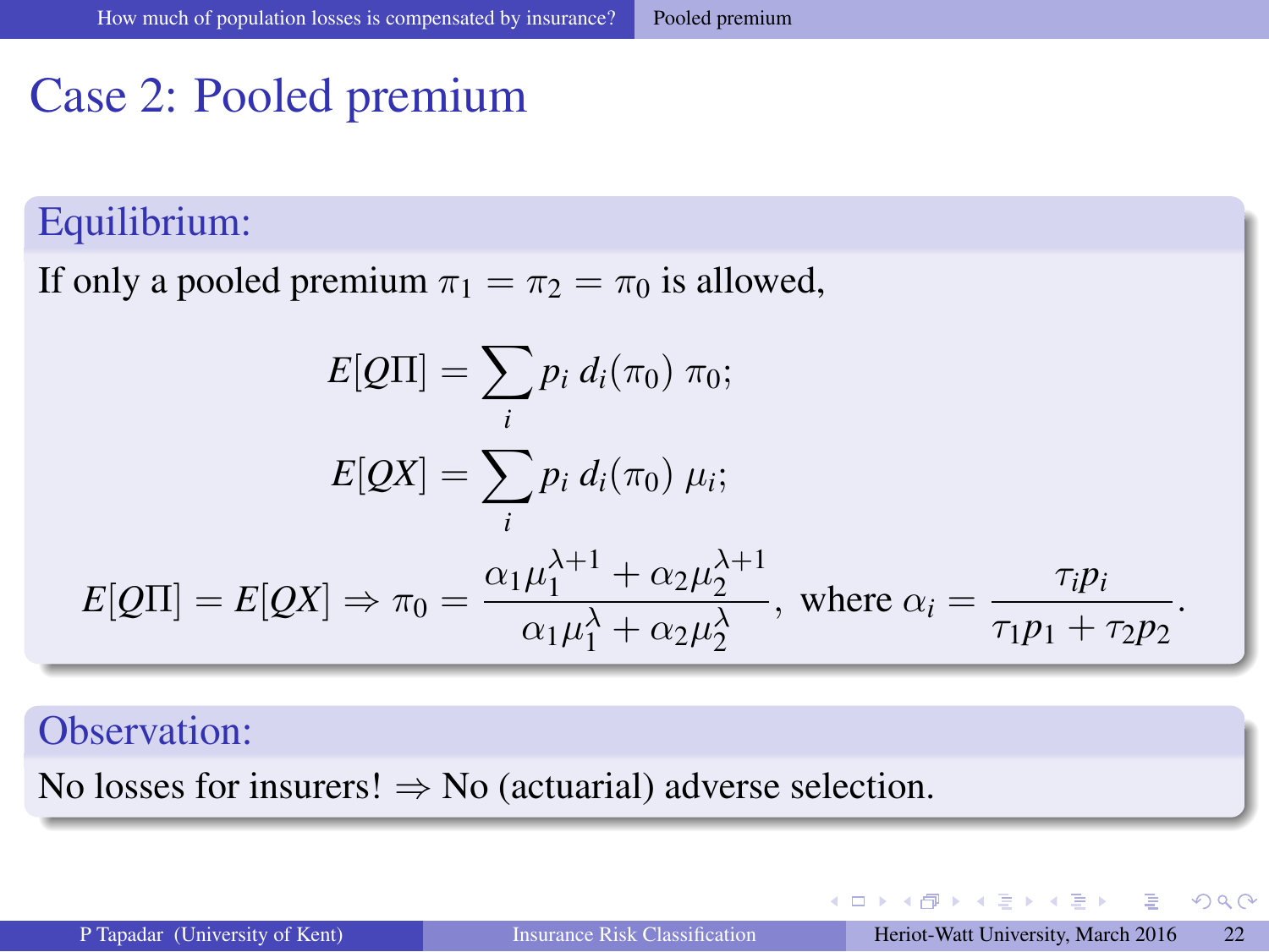# Case 2: Pooled premium

## Equilibrium:

If only a pooled premium $\pi_1 = \pi_2 = \pi_0$ is allowed,

$$E[Q\Pi] = \sum_i p_i \, d_i(\pi_0) \, \pi_0;$$

$$E[QX] = \sum_i p_i \, d_i(\pi_0) \, \mu_i;$$

$$E[Q\Pi] = E[QX] \Rightarrow \pi_0 = \frac{\alpha_1 \mu_1^{\lambda+1} + \alpha_2 \mu_2^{\lambda+1}}{\alpha_1 \mu_1^{\lambda} + \alpha_2 \mu_2^{\lambda}}, \text{ where } \alpha_i = \frac{\tau_i p_i}{\tau_1 p_1 + \tau_2 p_2}.$$

## Observation:

No losses for insurers! $\Rightarrow$ No (actuarial) adverse selection.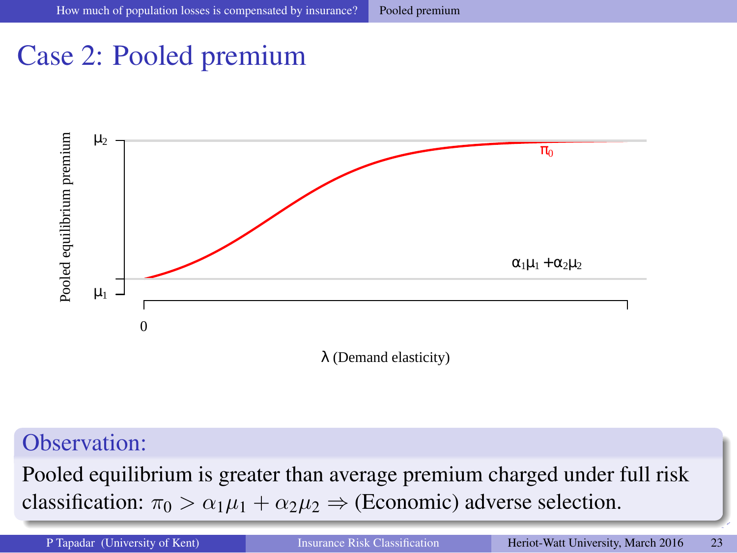# Case 2: Pooled premium

$\mu_2$

$\pi_0$

$\alpha_1\mu_1 + \alpha_2\mu_2$

$\mu_1$

Pooled equilibrium premium

0

$\lambda$ (Demand elasticity)

## Observation:

Pooled equilibrium is greater than average premium charged under full risk classification: $\pi_0 > \alpha_1\mu_1 + \alpha_2\mu_2 \Rightarrow$ (Economic) adverse selection.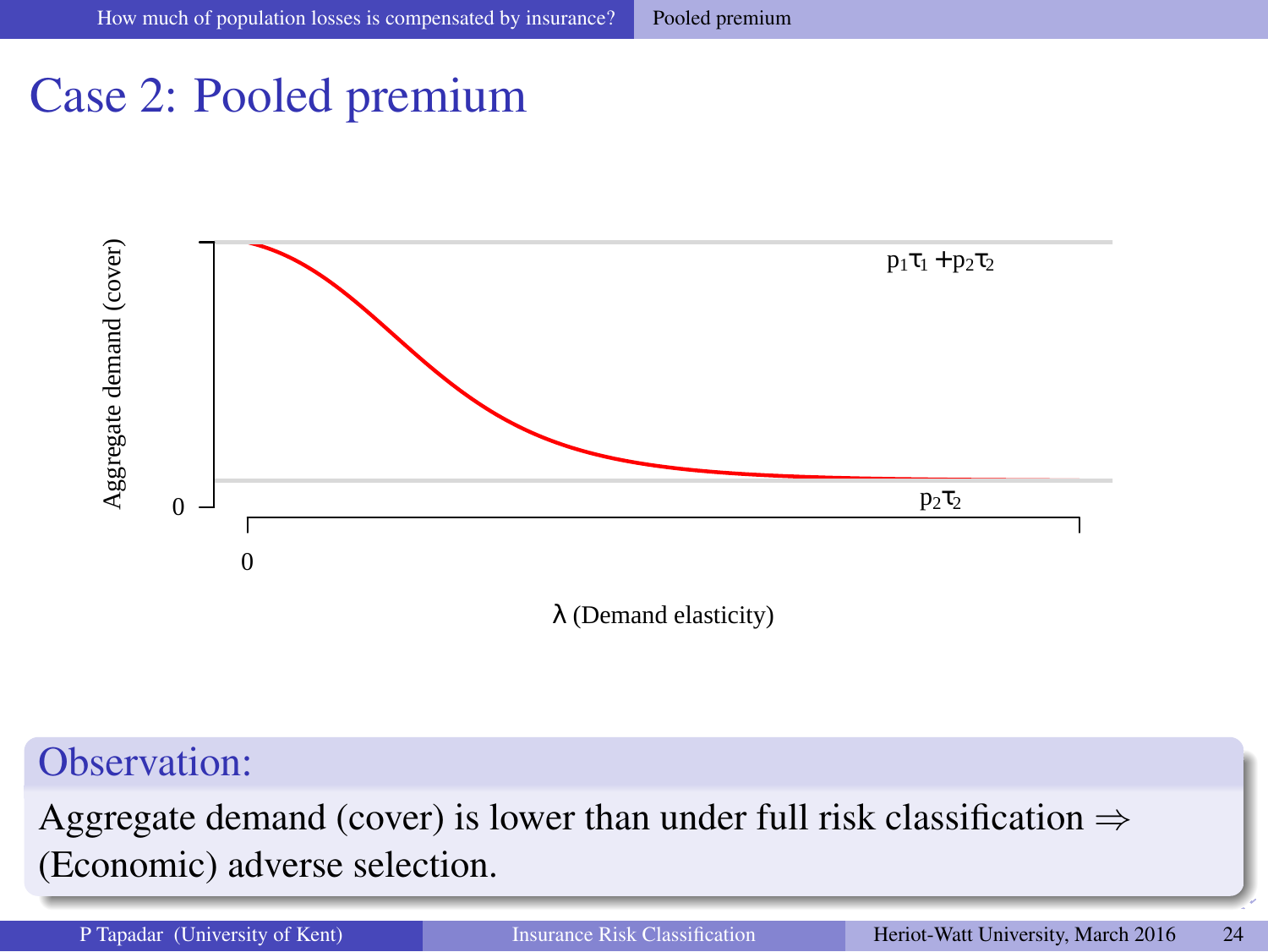# Case 2: Pooled premium

Aggregate demand (cover)

$p_1\tau_1 + p_2\tau_2$

$p_2\tau_2$

0

0

$\lambda$ (Demand elasticity)

**Observation:**

Aggregate demand (cover) is lower than under full risk classification ⇒ (Economic) adverse selection.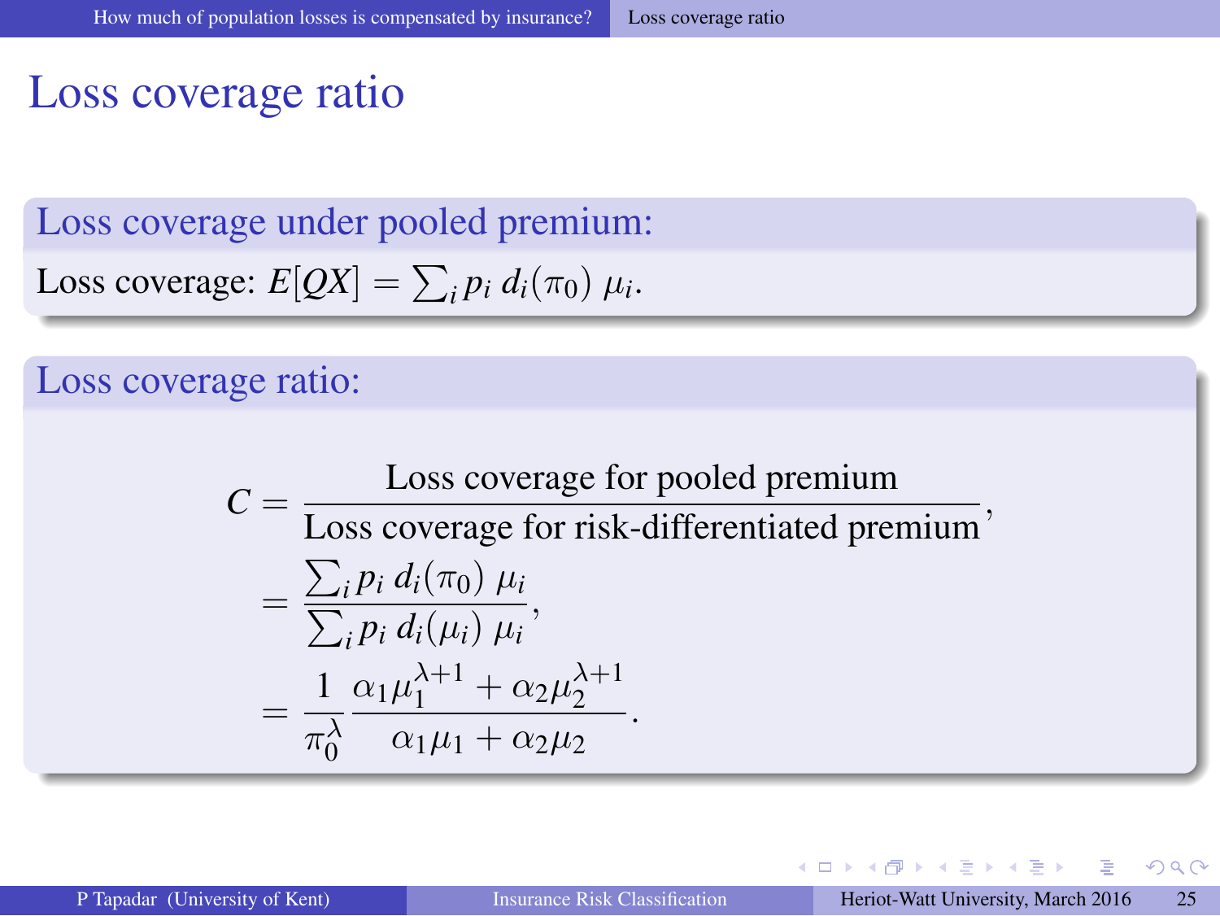# Loss coverage ratio

## Loss coverage under pooled premium:

Loss coverage: $E[QX] = \sum_i p_i \, d_i(\pi_0) \, \mu_i$.

## Loss coverage ratio:

$$
\begin{aligned}
C &= \frac{\text{Loss coverage for pooled premium}}{\text{Loss coverage for risk-differentiated premium}}, \\
&= \frac{\sum_i p_i \, d_i(\pi_0) \, \mu_i}{\sum_i p_i \, d_i(\mu_i) \, \mu_i}, \\
&= \frac{1}{\pi_0^{\lambda}} \frac{\alpha_1 \mu_1^{\lambda+1} + \alpha_2 \mu_2^{\lambda+1}}{\alpha_1 \mu_1 + \alpha_2 \mu_2}.
\end{aligned}
$$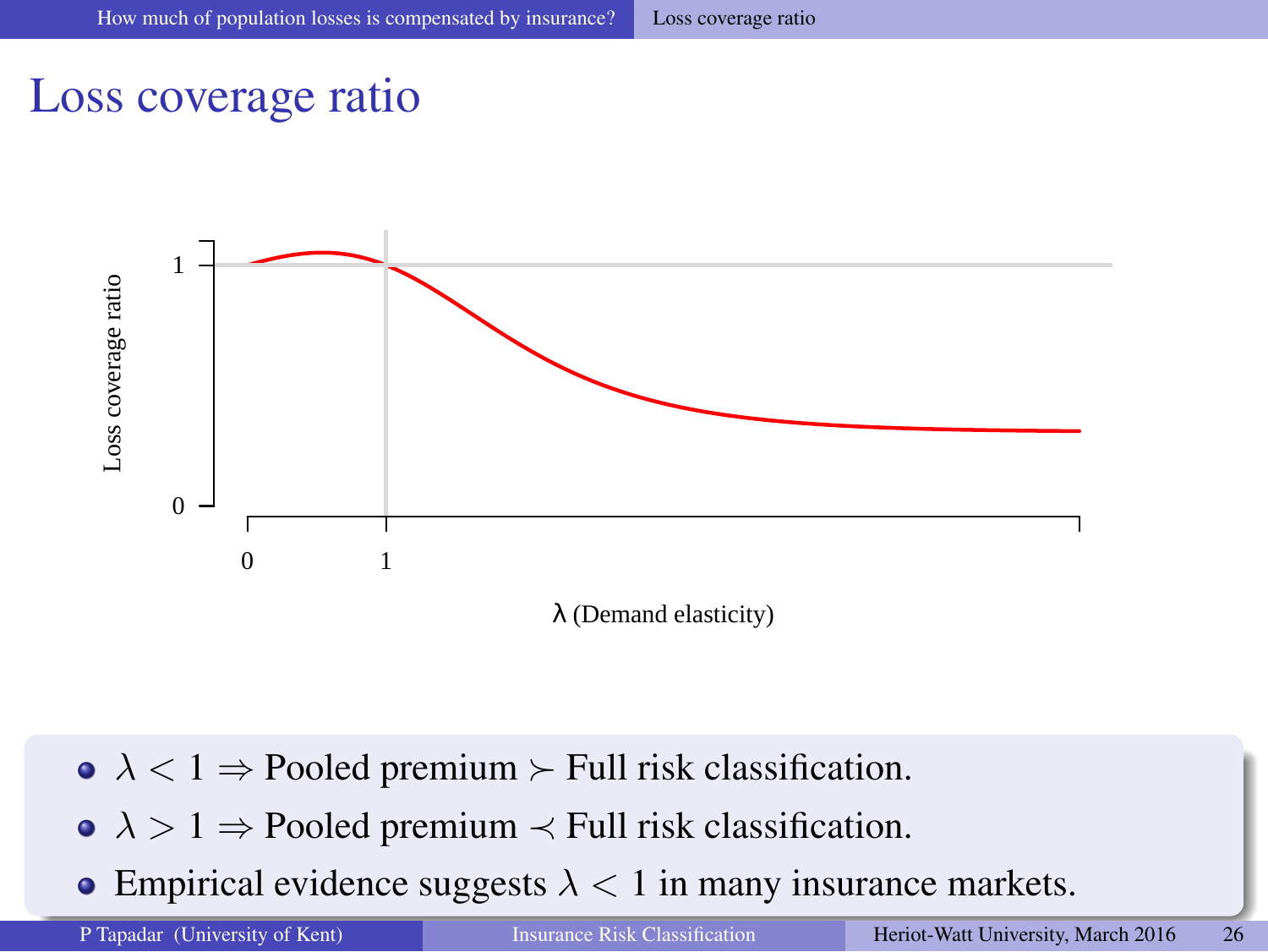# Loss coverage ratio

1

0

Loss coverage ratio

0

1

λ (Demand elasticity)

- $\lambda < 1 \Rightarrow$ Pooled premium $\succ$ Full risk classification.
- $\lambda > 1 \Rightarrow$ Pooled premium $\prec$ Full risk classification.
- Empirical evidence suggests $\lambda < 1$ in many insurance markets.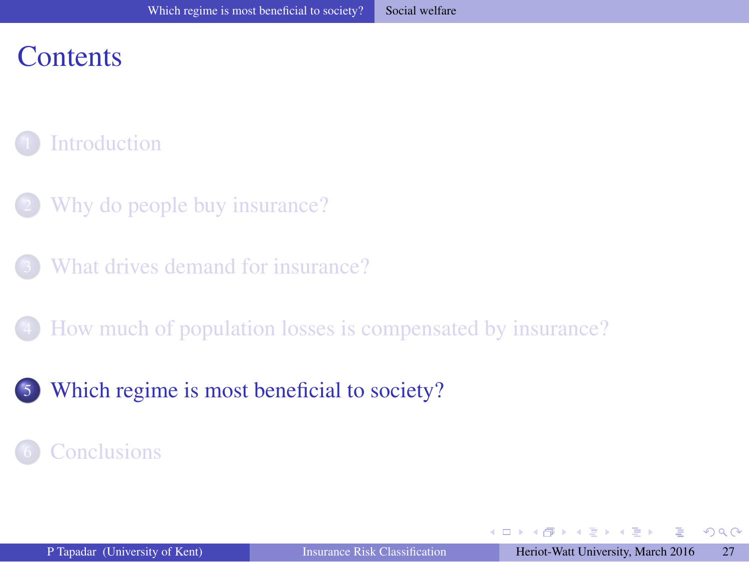# Contents

1. Introduction
2. Why do people buy insurance?
3. What drives demand for insurance?
4. How much of population losses is compensated by insurance?
5. Which regime is most beneficial to society?
6. Conclusions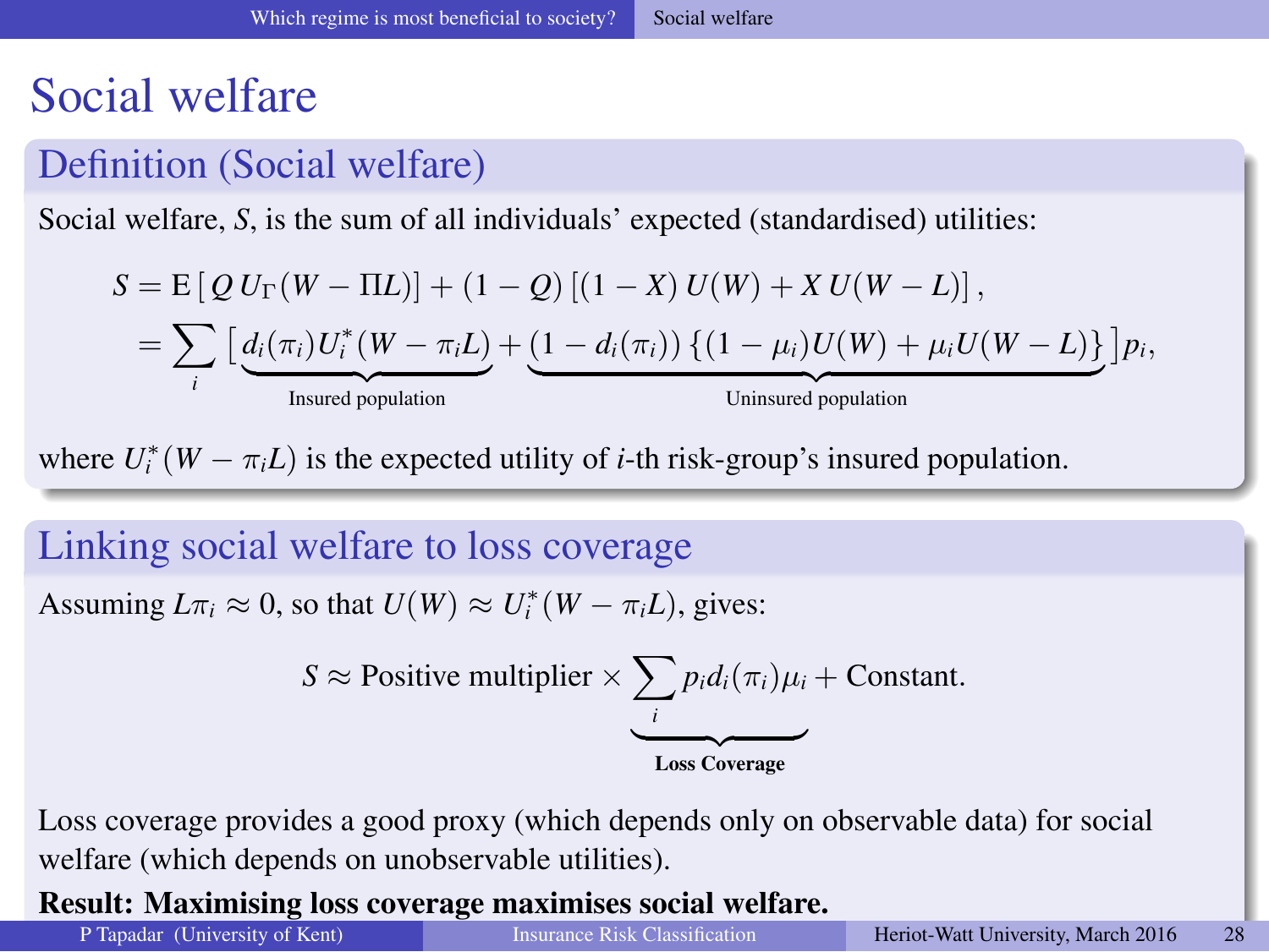# Social welfare

## Definition (Social welfare)

Social welfare, $S$, is the sum of all individuals' expected (standardised) utilities:

$$S = \mathrm{E}\left[\,Q\, U_\Gamma(W - \Pi L)\right] + (1 - Q)\left[(1 - X)\, U(W) + X\, U(W - L)\right],$$

$$= \sum_i \Big[\underbrace{d_i(\pi_i) U_i^*(W - \pi_i L)}_{\text{Insured population}} + \underbrace{(1 - d_i(\pi_i))\left\{(1 - \mu_i) U(W) + \mu_i U(W - L)\right\}}_{\text{Uninsured population}}\Big] p_i,$$

where $U_i^*(W - \pi_i L)$ is the expected utility of $i$-th risk-group's insured population.

## Linking social welfare to loss coverage

Assuming $L\pi_i \approx 0$, so that $U(W) \approx U_i^*(W - \pi_i L)$, gives:

$$S \approx \text{Positive multiplier} \times \underbrace{\sum_i p_i d_i(\pi_i) \mu_i}_{\textbf{Loss Coverage}} + \text{Constant}.$$

Loss coverage provides a good proxy (which depends only on observable data) for social welfare (which depends on unobservable utilities).

**Result: Maximising loss coverage maximises social welfare.**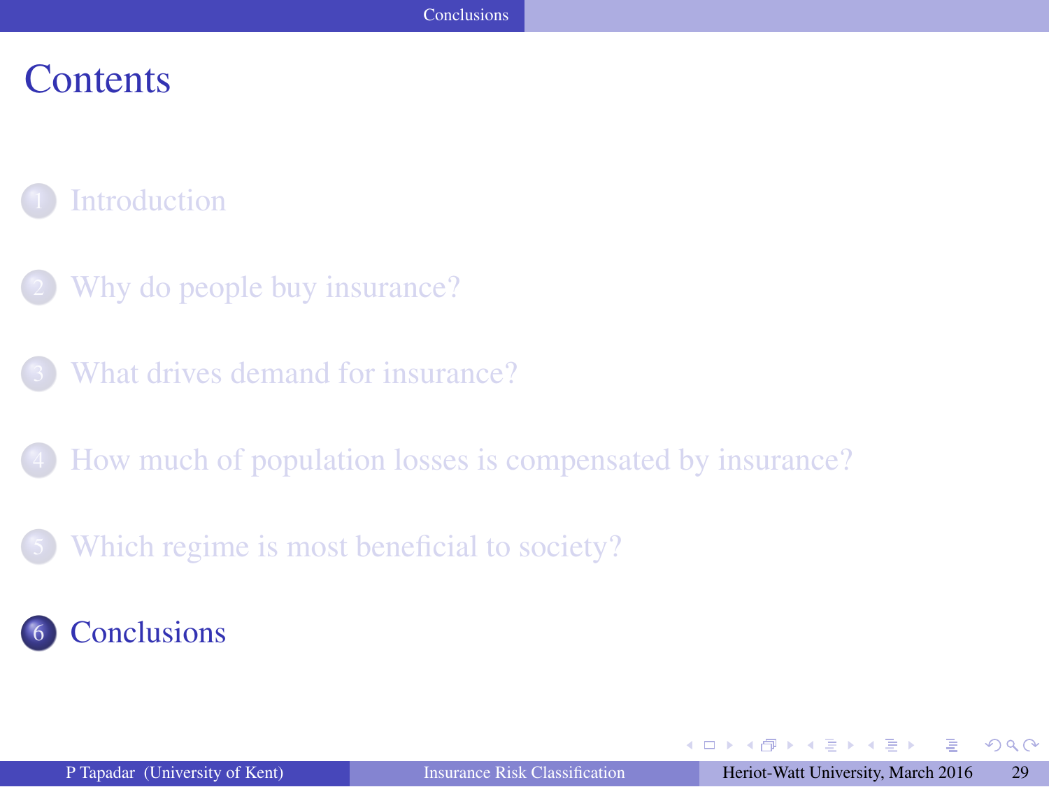# Contents

1. Introduction
2. Why do people buy insurance?
3. What drives demand for insurance?
4. How much of population losses is compensated by insurance?
5. Which regime is most beneficial to society?
6. Conclusions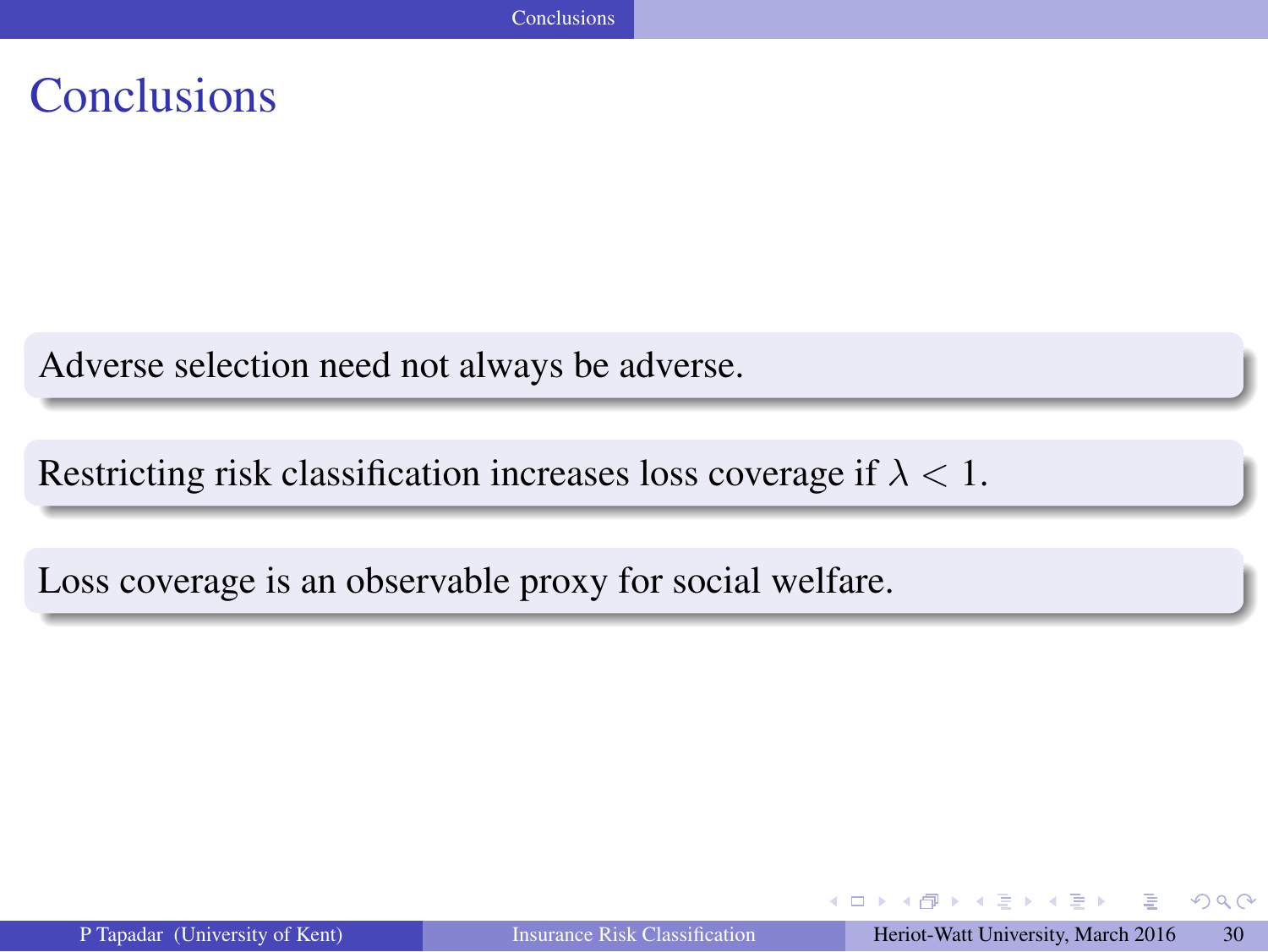# Conclusions

Adverse selection need not always be adverse.

Restricting risk classification increases loss coverage if $\lambda < 1$.

Loss coverage is an observable proxy for social welfare.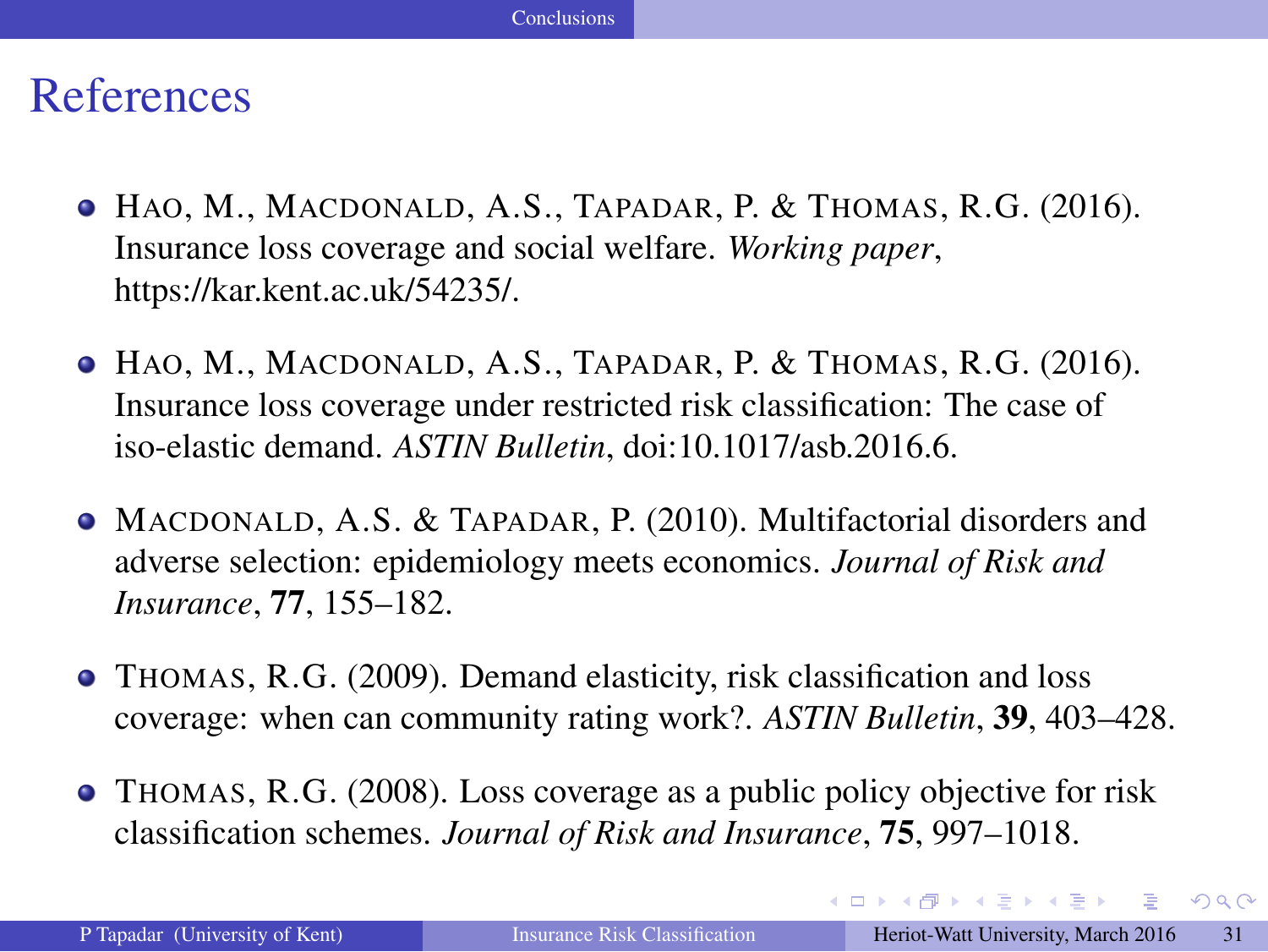# References

- HAO, M., MACDONALD, A.S., TAPADAR, P. & THOMAS, R.G. (2016). Insurance loss coverage and social welfare. *Working paper*, https://kar.kent.ac.uk/54235/.
- HAO, M., MACDONALD, A.S., TAPADAR, P. & THOMAS, R.G. (2016). Insurance loss coverage under restricted risk classification: The case of iso-elastic demand. *ASTIN Bulletin*, doi:10.1017/asb.2016.6.
- MACDONALD, A.S. & TAPADAR, P. (2010). Multifactorial disorders and adverse selection: epidemiology meets economics. *Journal of Risk and Insurance*, **77**, 155–182.
- THOMAS, R.G. (2009). Demand elasticity, risk classification and loss coverage: when can community rating work?. *ASTIN Bulletin*, **39**, 403–428.
- THOMAS, R.G. (2008). Loss coverage as a public policy objective for risk classification schemes. *Journal of Risk and Insurance*, **75**, 997–1018.